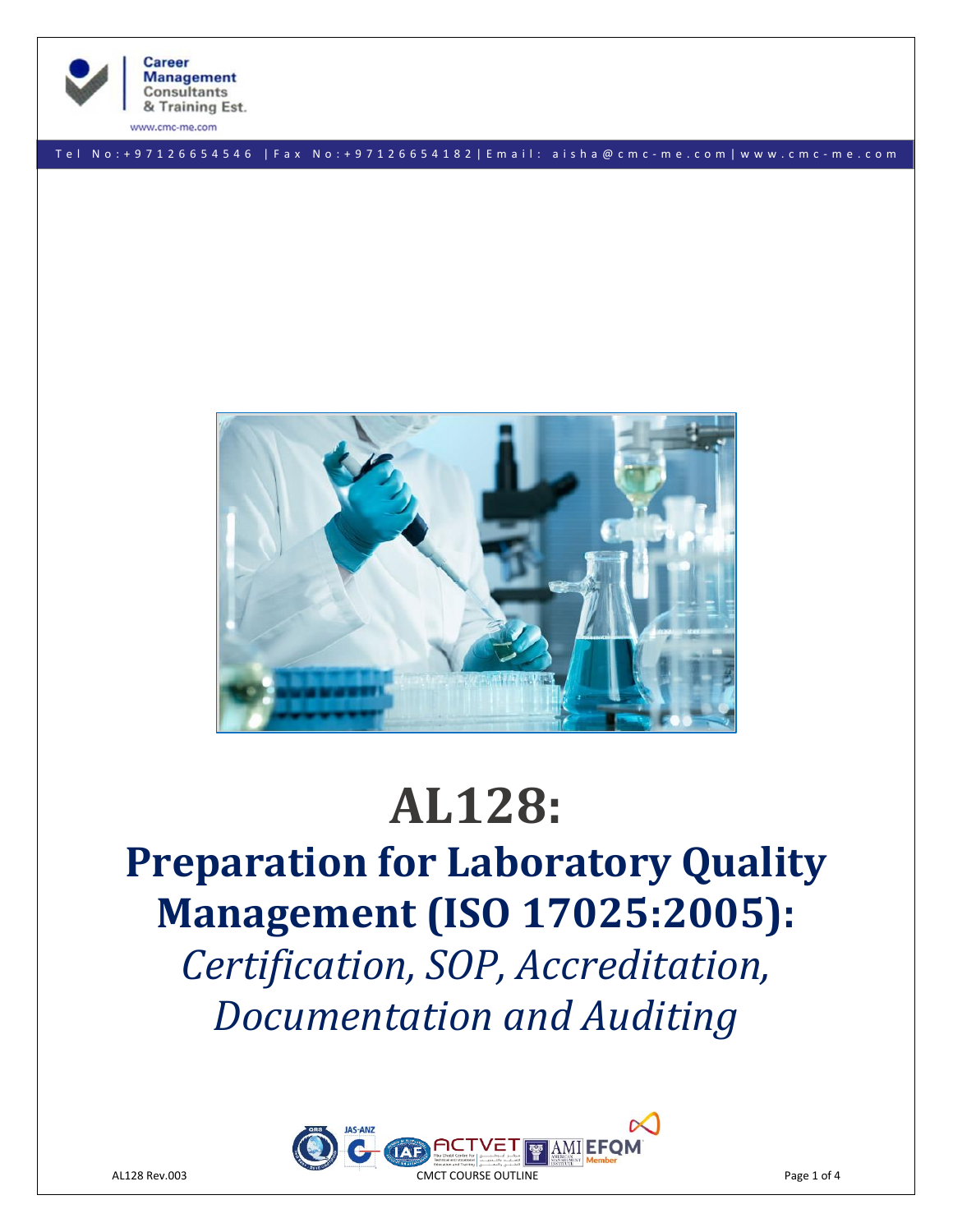# AL128:

# Preparation for Laboratory Quality Management (ISO 17025:2005):

## *Certification, SOP, Accreditation, Documentation and Auditing*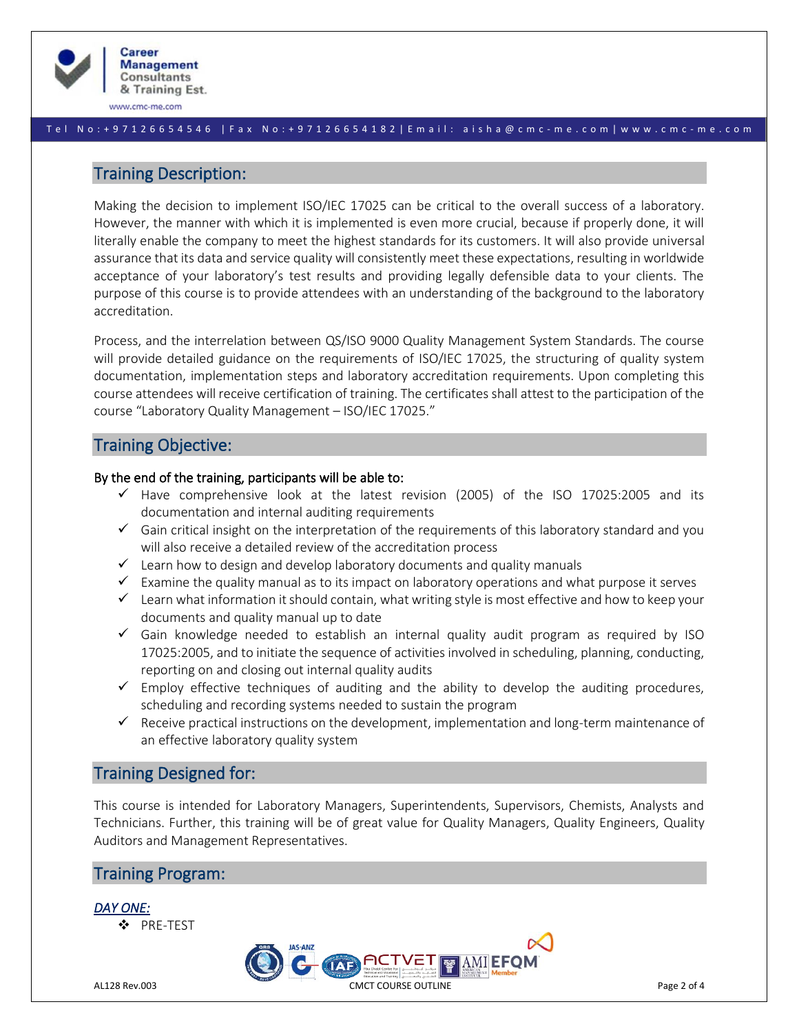## Training Description:

Making the decision to implement ISO/IEC 17025 can be critical to the overall success of a laboratory. However, the manner with which it is implemented is even more crucial, because if properly done, it will literally enable the company to meet the highest standards for its customers. It will also provide universal assurance that its data and service quality will consistently meet these expectations, resulting in worldwide acceptance of your laboratory's test results and providing legally defensible data to your clients. The purpose of this course is to provide attendees with an understanding of the background to the laboratory accreditation.

Process, and the interrelation between QS/ISO 9000 Quality Management System Standards. The course will provide detailed guidance on the requirements of ISO/IEC 17025, the structuring of quality system documentation, implementation steps and laboratory accreditation requirements. Upon completing this course attendees will receive certification of training. The certificates shall attest to the participation of the course "Laboratory Quality Management – ISO/IEC 17025."

## Training Objective:

**By the end of the training, participants will be able to:**

- ✓ Have comprehensive look at the latest revision (2005) of the ISO 17025:2005 and its documentation and internal auditing requirements
- ✓ Gain critical insight on the interpretation of the requirements of this laboratory standard and you will also receive a detailed review of the accreditation process
- ✓ Learn how to design and develop laboratory documents and quality manuals
- ✓ Examine the quality manual as to its impact on laboratory operations and what purpose it serves
- ✓ Learn what information it should contain, what writing style is most effective and how to keep your documents and quality manual up to date
- ✓ Gain knowledge needed to establish an internal quality audit program as required by ISO 17025:2005, and to initiate the sequence of activities involved in scheduling, planning, conducting, reporting on and closing out internal quality audits
- ✓ Employ effective techniques of auditing and the ability to develop the auditing procedures, scheduling and recording systems needed to sustain the program
- ✓ Receive practical instructions on the development, implementation and long-term maintenance of an effective laboratory quality system

## Training Designed for:

This course is intended for Laboratory Managers, Superintendents, Supervisors, Chemists, Analysts and Technicians. Further, this training will be of great value for Quality Managers, Quality Engineers, Quality Auditors and Management Representatives.

## Training Program:

***DAY ONE:***

- ❖ PRE-TEST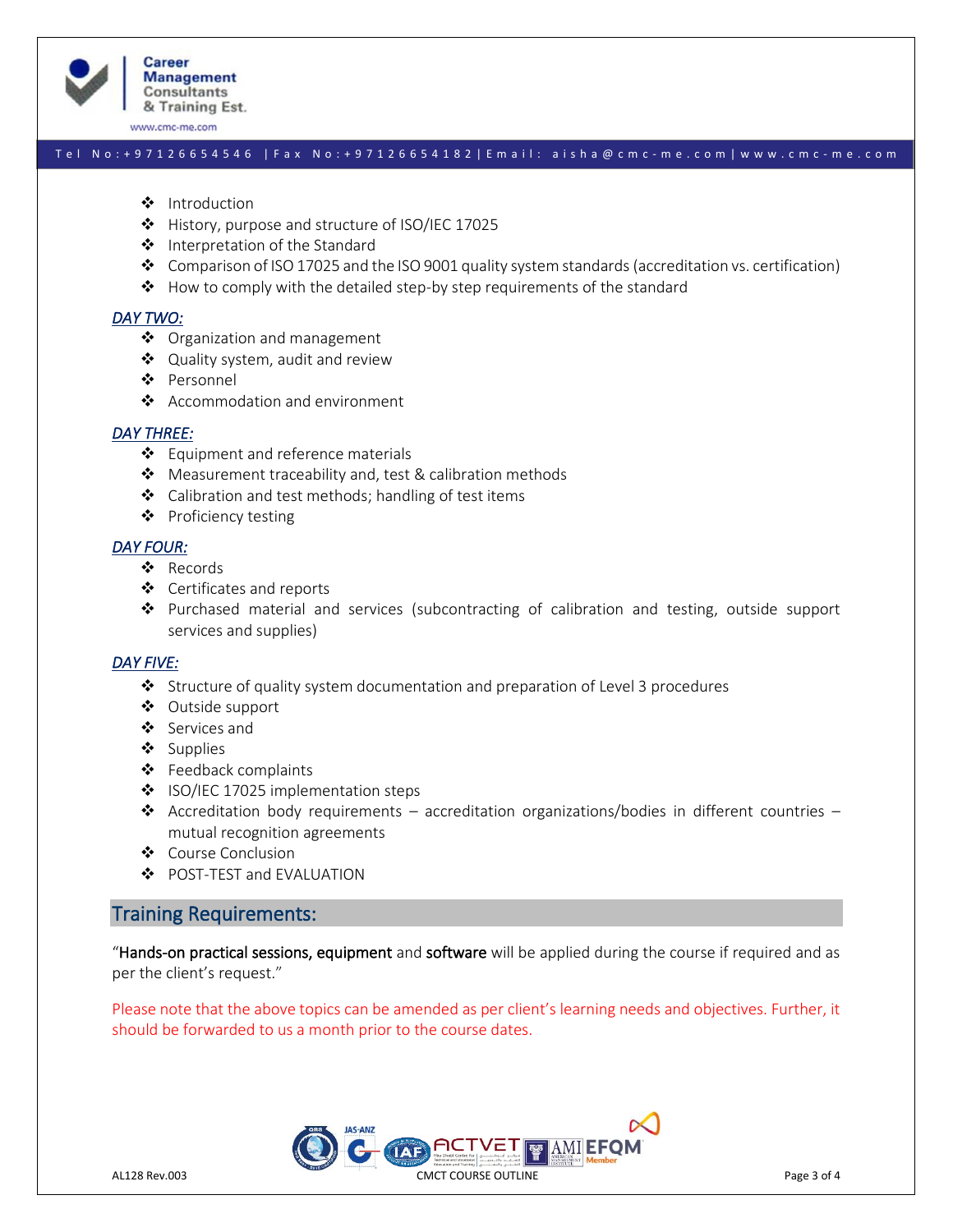- Introduction
- History, purpose and structure of ISO/IEC 17025
- Interpretation of the Standard
- Comparison of ISO 17025 and the ISO 9001 quality system standards (accreditation vs. certification)
- How to comply with the detailed step-by step requirements of the standard

***DAY TWO:***

- Organization and management
- Quality system, audit and review
- Personnel
- Accommodation and environment

***DAY THREE:***

- Equipment and reference materials
- Measurement traceability and, test & calibration methods
- Calibration and test methods; handling of test items
- Proficiency testing

***DAY FOUR:***

- Records
- Certificates and reports
- Purchased material and services (subcontracting of calibration and testing, outside support services and supplies)

***DAY FIVE:***

- Structure of quality system documentation and preparation of Level 3 procedures
- Outside support
- Services and
- Supplies
- Feedback complaints
- ISO/IEC 17025 implementation steps
- Accreditation body requirements – accreditation organizations/bodies in different countries – mutual recognition agreements
- Course Conclusion
- POST-TEST and EVALUATION

## Training Requirements:

"Hands-on practical sessions, equipment and software will be applied during the course if required and as per the client's request."

Please note that the above topics can be amended as per client's learning needs and objectives. Further, it should be forwarded to us a month prior to the course dates.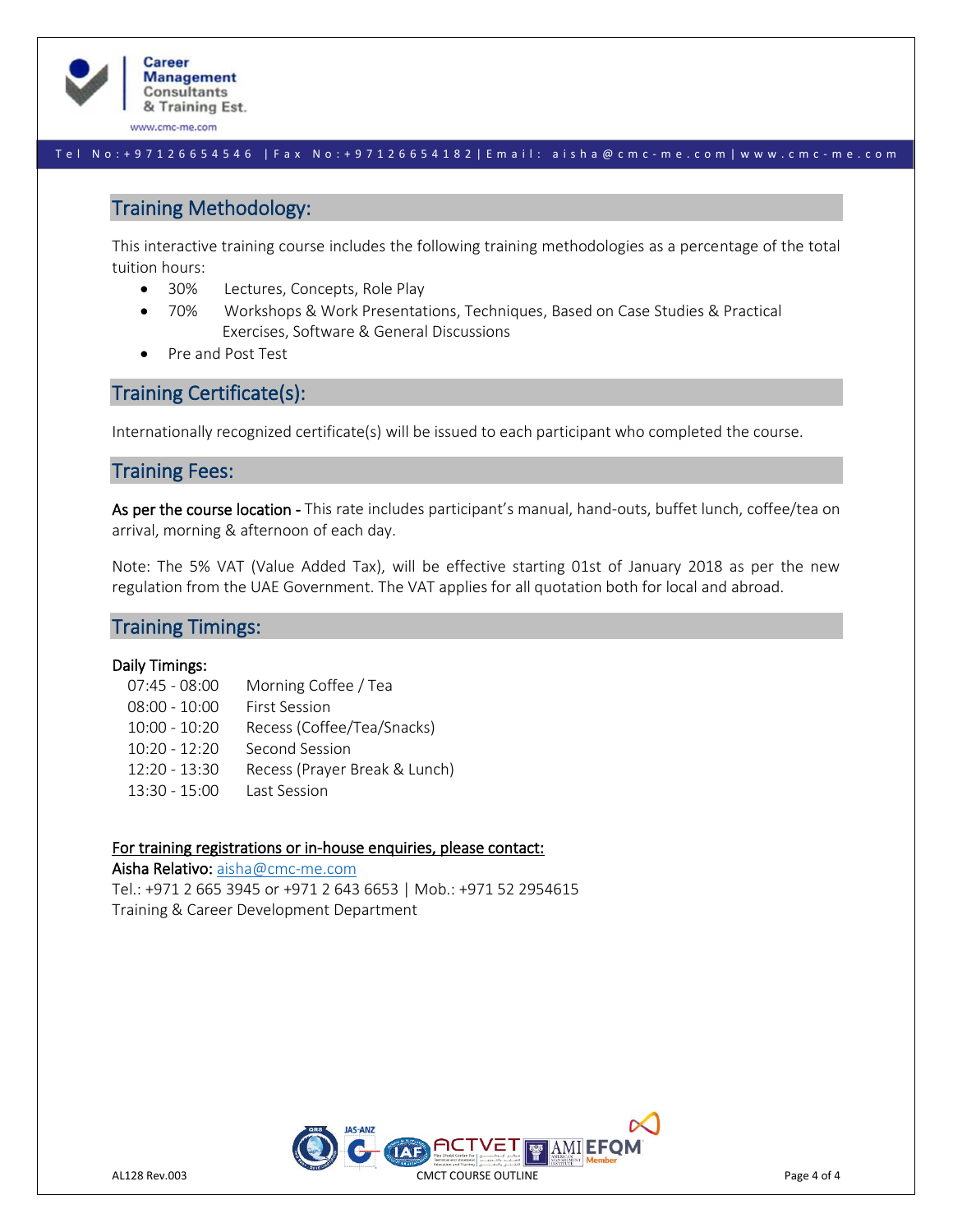## Training Methodology:

This interactive training course includes the following training methodologies as a percentage of the total tuition hours:

- 30% Lectures, Concepts, Role Play
- 70% Workshops & Work Presentations, Techniques, Based on Case Studies & Practical Exercises, Software & General Discussions
- Pre and Post Test

## Training Certificate(s):

Internationally recognized certificate(s) will be issued to each participant who completed the course.

## Training Fees:

**As per the course location -** This rate includes participant's manual, hand-outs, buffet lunch, coffee/tea on arrival, morning & afternoon of each day.

Note: The 5% VAT (Value Added Tax), will be effective starting 01st of January 2018 as per the new regulation from the UAE Government. The VAT applies for all quotation both for local and abroad.

## Training Timings:

**Daily Timings:**

| | |
|---|---|
| 07:45 - 08:00 | Morning Coffee / Tea |
| 08:00 - 10:00 | First Session |
| 10:00 - 10:20 | Recess (Coffee/Tea/Snacks) |
| 10:20 - 12:20 | Second Session |
| 12:20 - 13:30 | Recess (Prayer Break & Lunch) |
| 13:30 - 15:00 | Last Session |

**For training registrations or in-house enquiries, please contact:**

**Aisha Relativo:** aisha@cmc-me.com

Tel.: +971 2 665 3945 or +971 2 643 6653 | Mob.: +971 52 2954615

Training & Career Development Department